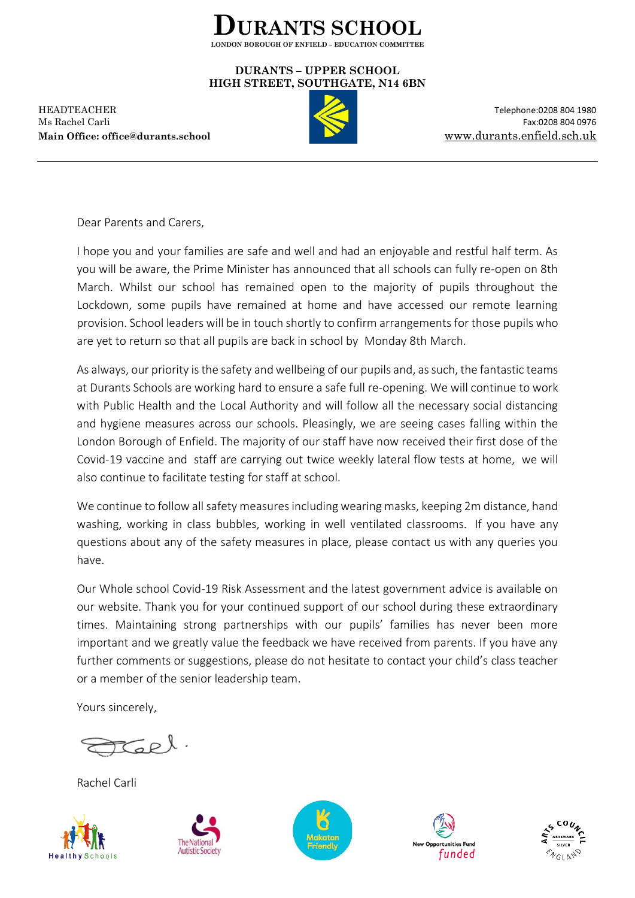# DURANTS SCHOOL

LONDON BOROUGH OF ENFIELD – EDUCATION COMMITTEE

**DURANTS – UPPER SCHOOL**
**HIGH STREET, SOUTHGATE, N14 6BN**

HEADTEACHER
Ms Rachel Carli
**Main Office: office@durants.school**

Telephone:0208 804 1980
Fax:0208 804 0976
www.durants.enfield.sch.uk

---

Dear Parents and Carers,

I hope you and your families are safe and well and had an enjoyable and restful half term. As you will be aware, the Prime Minister has announced that all schools can fully re-open on 8th March. Whilst our school has remained open to the majority of pupils throughout the Lockdown, some pupils have remained at home and have accessed our remote learning provision. School leaders will be in touch shortly to confirm arrangements for those pupils who are yet to return so that all pupils are back in school by Monday 8th March.

As always, our priority is the safety and wellbeing of our pupils and, as such, the fantastic teams at Durants Schools are working hard to ensure a safe full re-opening. We will continue to work with Public Health and the Local Authority and will follow all the necessary social distancing and hygiene measures across our schools. Pleasingly, we are seeing cases falling within the London Borough of Enfield. The majority of our staff have now received their first dose of the Covid-19 vaccine and staff are carrying out twice weekly lateral flow tests at home, we will also continue to facilitate testing for staff at school.

We continue to follow all safety measures including wearing masks, keeping 2m distance, hand washing, working in class bubbles, working in well ventilated classrooms. If you have any questions about any of the safety measures in place, please contact us with any queries you have.

Our Whole school Covid-19 Risk Assessment and the latest government advice is available on our website. Thank you for your continued support of our school during these extraordinary times. Maintaining strong partnerships with our pupils' families has never been more important and we greatly value the feedback we have received from parents. If you have any further comments or suggestions, please do not hesitate to contact your child's class teacher or a member of the senior leadership team.

Yours sincerely,

Rachel Carli

Healthy Schools | The National Autistic Society | Makaton Friendly | New Opportunities Fund funded | Arts Council England Artsmark Silver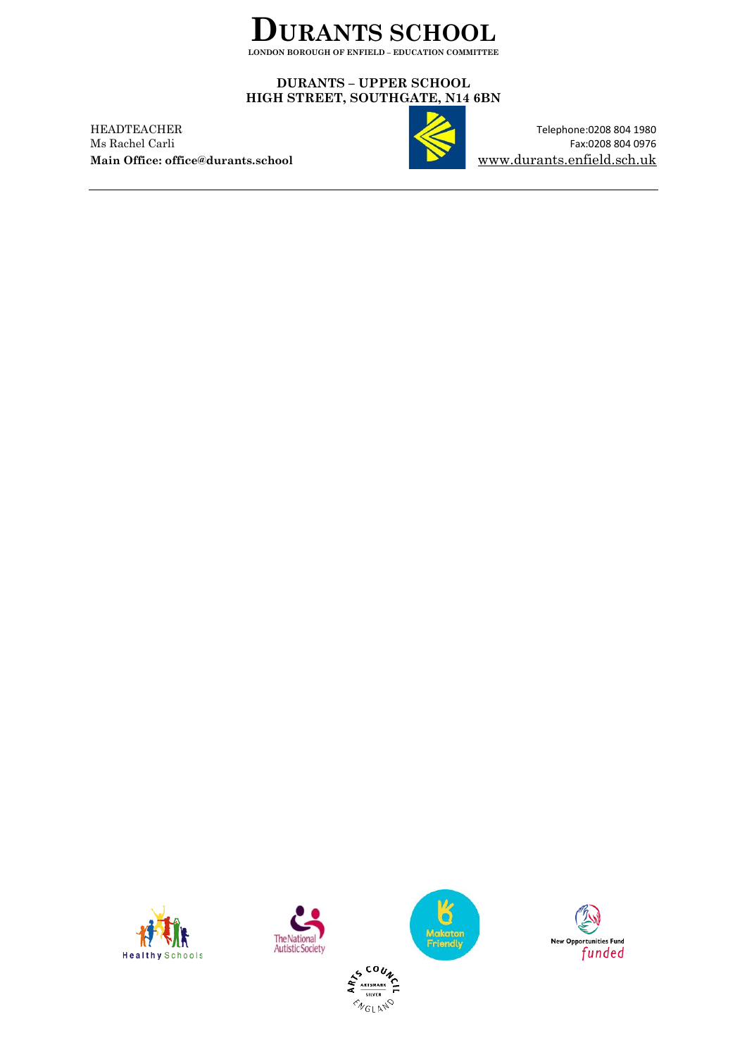# DURANTS SCHOOL

LONDON BOROUGH OF ENFIELD – EDUCATION COMMITTEE

**DURANTS – UPPER SCHOOL**
**HIGH STREET, SOUTHGATE, N14 6BN**

HEADTEACHER
Ms Rachel Carli
**Main Office: office@durants.school**

Telephone:0208 804 1980
Fax:0208 804 0976
www.durants.enfield.sch.uk

Healthy Schools

The National Autistic Society

Makaton Friendly

New Opportunities Fund funded

ARTS COUNCIL ENGLAND ARTSMARK SILVER